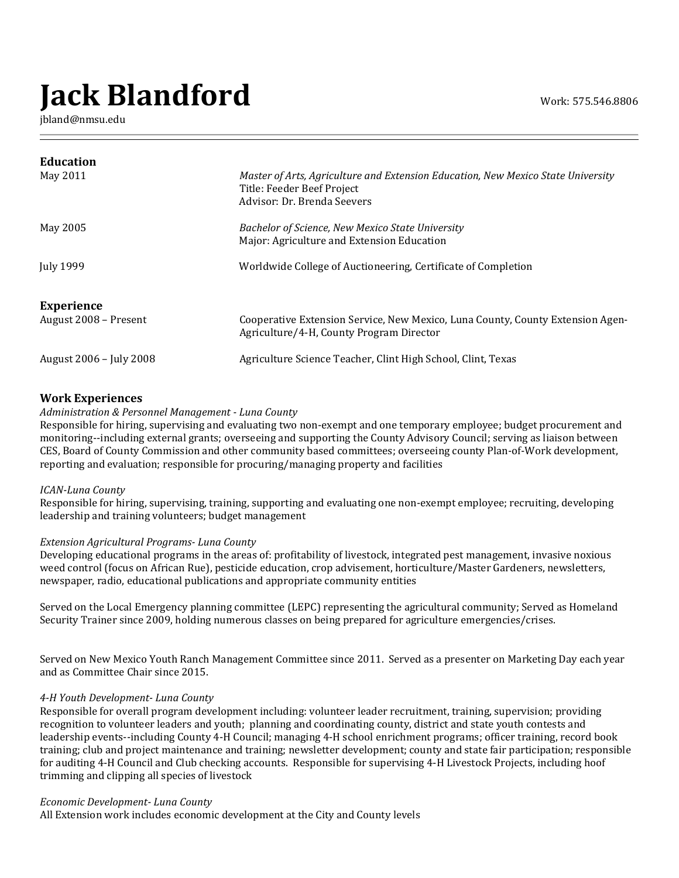# Jack Blandford

jbland@nmsu.edu

Work: 575.546.8806

## Education

May 2011 — *Master of Arts, Agriculture and Extension Education, New Mexico State University*
Title: Feeder Beef Project
Advisor: Dr. Brenda Seevers

May 2005 — *Bachelor of Science, New Mexico State University*
Major: Agriculture and Extension Education

July 1999 — Worldwide College of Auctioneering, Certificate of Completion

## Experience

August 2008 – Present — Cooperative Extension Service, New Mexico, Luna County, County Extension Agen-Agriculture/4-H, County Program Director

August 2006 – July 2008 — Agriculture Science Teacher, Clint High School, Clint, Texas

## Work Experiences

*Administration & Personnel Management - Luna County*

Responsible for hiring, supervising and evaluating two non-exempt and one temporary employee; budget procurement and monitoring--including external grants; overseeing and supporting the County Advisory Council; serving as liaison between CES, Board of County Commission and other community based committees; overseeing county Plan-of-Work development, reporting and evaluation; responsible for procuring/managing property and facilities

*ICAN-Luna County*

Responsible for hiring, supervising, training, supporting and evaluating one non-exempt employee; recruiting, developing leadership and training volunteers; budget management

*Extension Agricultural Programs- Luna County*

Developing educational programs in the areas of: profitability of livestock, integrated pest management, invasive noxious weed control (focus on African Rue), pesticide education, crop advisement, horticulture/Master Gardeners, newsletters, newspaper, radio, educational publications and appropriate community entities

Served on the Local Emergency planning committee (LEPC) representing the agricultural community; Served as Homeland Security Trainer since 2009, holding numerous classes on being prepared for agriculture emergencies/crises.

Served on New Mexico Youth Ranch Management Committee since 2011. Served as a presenter on Marketing Day each year and as Committee Chair since 2015.

*4-H Youth Development- Luna County*

Responsible for overall program development including: volunteer leader recruitment, training, supervision; providing recognition to volunteer leaders and youth; planning and coordinating county, district and state youth contests and leadership events--including County 4-H Council; managing 4-H school enrichment programs; officer training, record book training; club and project maintenance and training; newsletter development; county and state fair participation; responsible for auditing 4-H Council and Club checking accounts. Responsible for supervising 4-H Livestock Projects, including hoof trimming and clipping all species of livestock

*Economic Development- Luna County*

All Extension work includes economic development at the City and County levels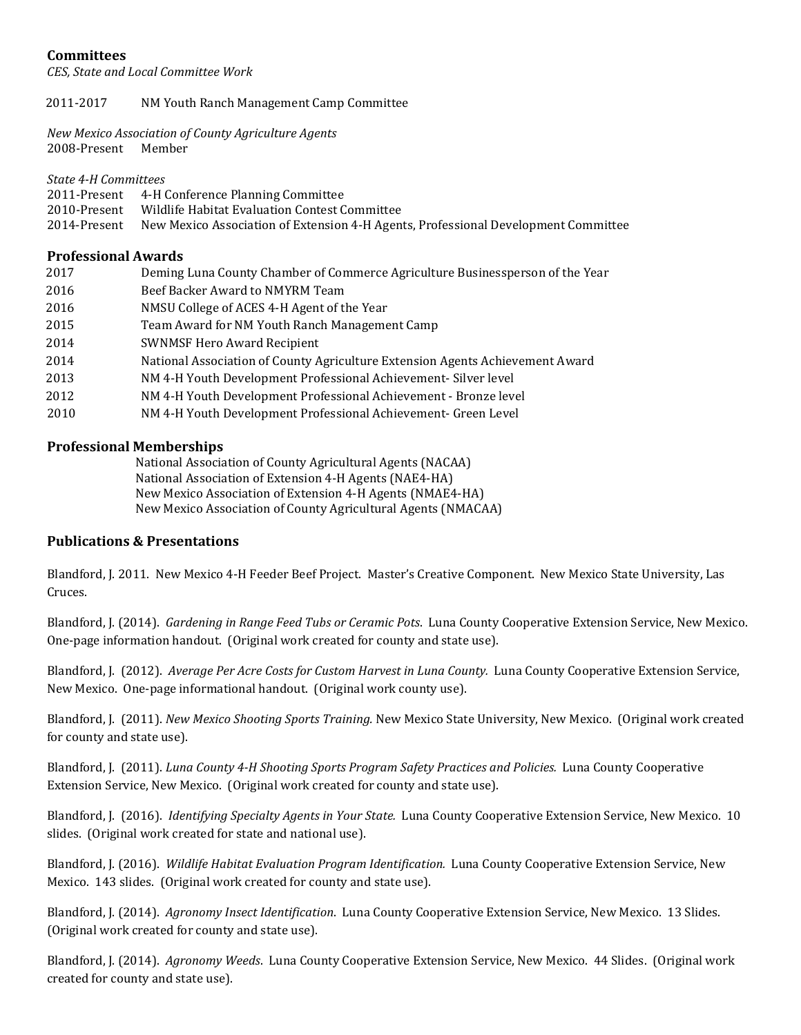## Committees

*CES, State and Local Committee Work*

2011-2017 NM Youth Ranch Management Camp Committee

*New Mexico Association of County Agriculture Agents*
2008-Present Member

*State 4-H Committees*
2011-Present 4-H Conference Planning Committee
2010-Present Wildlife Habitat Evaluation Contest Committee
2014-Present New Mexico Association of Extension 4-H Agents, Professional Development Committee

## Professional Awards

2017 Deming Luna County Chamber of Commerce Agriculture Businessperson of the Year
2016 Beef Backer Award to NMYRM Team
2016 NMSU College of ACES 4-H Agent of the Year
2015 Team Award for NM Youth Ranch Management Camp
2014 SWNMSF Hero Award Recipient
2014 National Association of County Agriculture Extension Agents Achievement Award
2013 NM 4-H Youth Development Professional Achievement- Silver level
2012 NM 4-H Youth Development Professional Achievement - Bronze level
2010 NM 4-H Youth Development Professional Achievement- Green Level

## Professional Memberships

National Association of County Agricultural Agents (NACAA)
National Association of Extension 4-H Agents (NAE4-HA)
New Mexico Association of Extension 4-H Agents (NMAE4-HA)
New Mexico Association of County Agricultural Agents (NMACAA)

## Publications & Presentations

Blandford, J. 2011. New Mexico 4-H Feeder Beef Project. Master's Creative Component. New Mexico State University, Las Cruces.

Blandford, J. (2014). *Gardening in Range Feed Tubs or Ceramic Pots*. Luna County Cooperative Extension Service, New Mexico. One-page information handout. (Original work created for county and state use).

Blandford, J. (2012). *Average Per Acre Costs for Custom Harvest in Luna County.* Luna County Cooperative Extension Service, New Mexico. One-page informational handout. (Original work county use).

Blandford, J. (2011). *New Mexico Shooting Sports Training.* New Mexico State University, New Mexico. (Original work created for county and state use).

Blandford, J. (2011). *Luna County 4-H Shooting Sports Program Safety Practices and Policies.* Luna County Cooperative Extension Service, New Mexico. (Original work created for county and state use).

Blandford, J. (2016). *Identifying Specialty Agents in Your State.* Luna County Cooperative Extension Service, New Mexico. 10 slides. (Original work created for state and national use).

Blandford, J. (2016). *Wildlife Habitat Evaluation Program Identification.* Luna County Cooperative Extension Service, New Mexico. 143 slides. (Original work created for county and state use).

Blandford, J. (2014). *Agronomy Insect Identification*. Luna County Cooperative Extension Service, New Mexico. 13 Slides. (Original work created for county and state use).

Blandford, J. (2014). *Agronomy Weeds*. Luna County Cooperative Extension Service, New Mexico. 44 Slides. (Original work created for county and state use).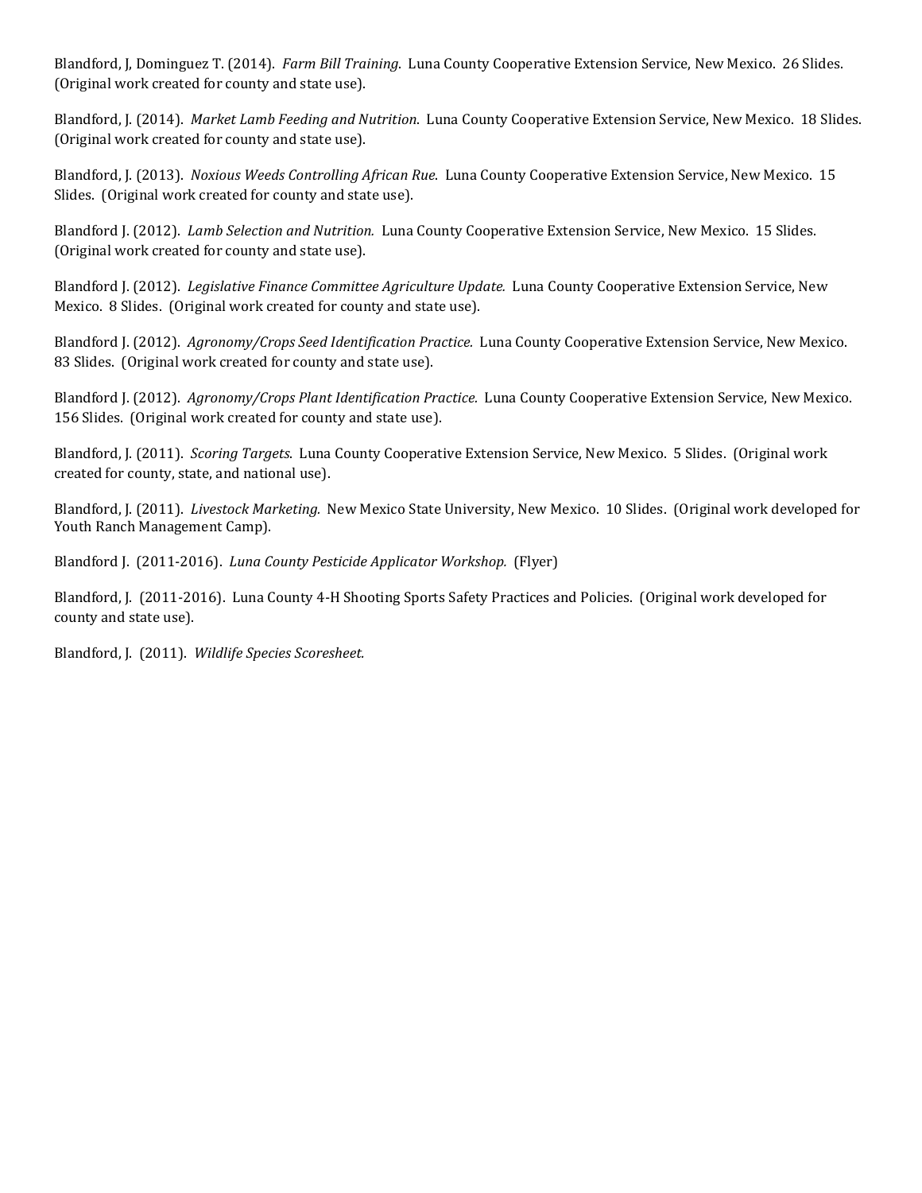Blandford, J, Dominguez T. (2014). *Farm Bill Training*. Luna County Cooperative Extension Service, New Mexico. 26 Slides. (Original work created for county and state use).

Blandford, J. (2014). *Market Lamb Feeding and Nutrition*. Luna County Cooperative Extension Service, New Mexico. 18 Slides. (Original work created for county and state use).

Blandford, J. (2013). *Noxious Weeds Controlling African Rue*. Luna County Cooperative Extension Service, New Mexico. 15 Slides. (Original work created for county and state use).

Blandford J. (2012). *Lamb Selection and Nutrition.* Luna County Cooperative Extension Service, New Mexico. 15 Slides. (Original work created for county and state use).

Blandford J. (2012). *Legislative Finance Committee Agriculture Update.* Luna County Cooperative Extension Service, New Mexico. 8 Slides. (Original work created for county and state use).

Blandford J. (2012). *Agronomy/Crops Seed Identification Practice.* Luna County Cooperative Extension Service, New Mexico. 83 Slides. (Original work created for county and state use).

Blandford J. (2012). *Agronomy/Crops Plant Identification Practice.* Luna County Cooperative Extension Service, New Mexico. 156 Slides. (Original work created for county and state use).

Blandford, J. (2011). *Scoring Targets*. Luna County Cooperative Extension Service, New Mexico. 5 Slides. (Original work created for county, state, and national use).

Blandford, J. (2011). *Livestock Marketing.* New Mexico State University, New Mexico. 10 Slides. (Original work developed for Youth Ranch Management Camp).

Blandford J. (2011-2016). *Luna County Pesticide Applicator Workshop.* (Flyer)

Blandford, J. (2011-2016). Luna County 4-H Shooting Sports Safety Practices and Policies. (Original work developed for county and state use).

Blandford, J. (2011). *Wildlife Species Scoresheet.*